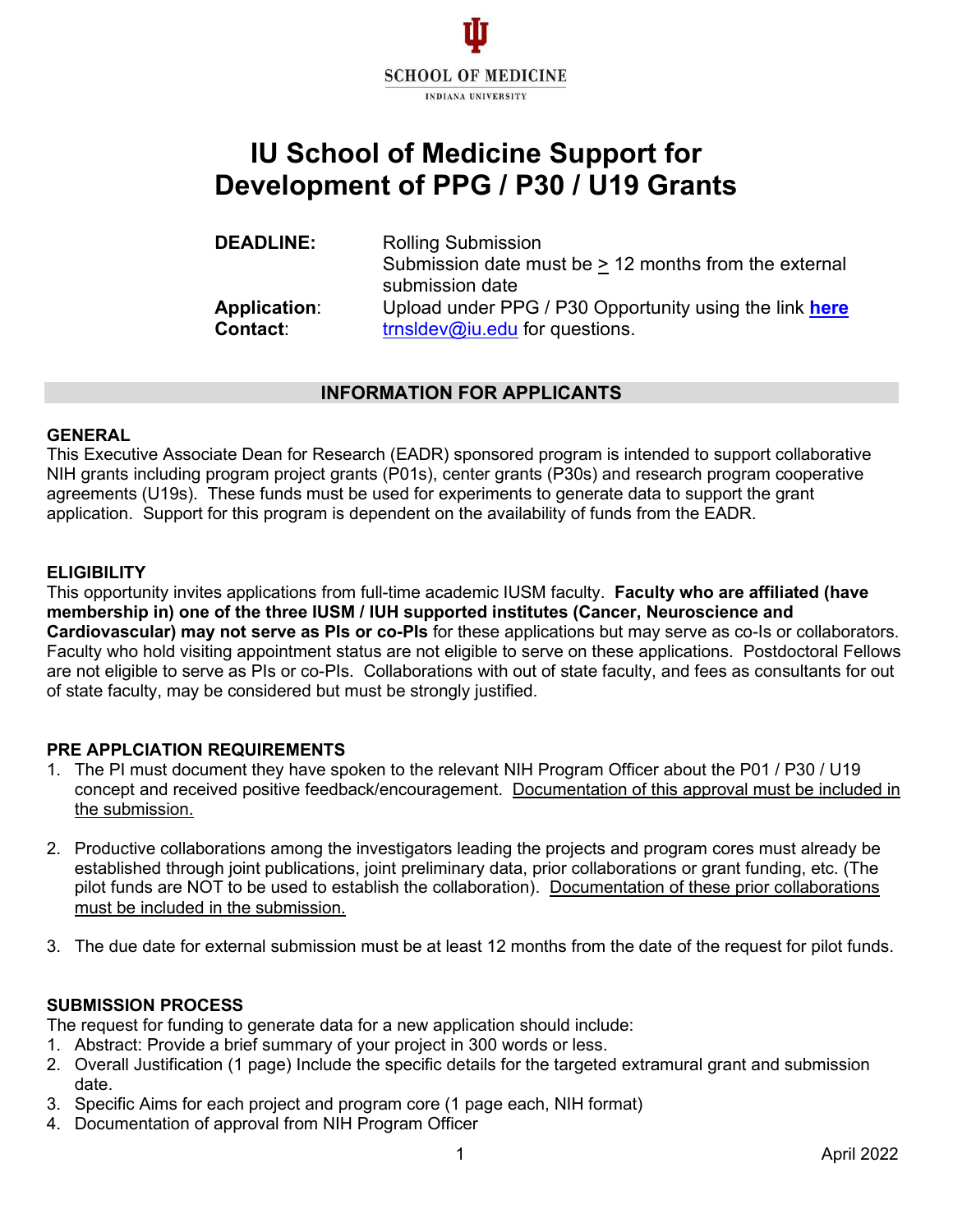SCHOOL OF MEDICINE

INDIANA UNIVERSITY

# IU School of Medicine Support for Development of PPG / P30 / U19 Grants

**DEADLINE:** Rolling Submission
Submission date must be ≥ 12 months from the external submission date

**Application:** Upload under PPG / P30 Opportunity using the link **here**

**Contact:** trnsldev@iu.edu for questions.

## INFORMATION FOR APPLICANTS

### GENERAL

This Executive Associate Dean for Research (EADR) sponsored program is intended to support collaborative NIH grants including program project grants (P01s), center grants (P30s) and research program cooperative agreements (U19s). These funds must be used for experiments to generate data to support the grant application. Support for this program is dependent on the availability of funds from the EADR.

### ELIGIBILITY

This opportunity invites applications from full-time academic IUSM faculty. **Faculty who are affiliated (have membership in) one of the three IUSM / IUH supported institutes (Cancer, Neuroscience and Cardiovascular) may not serve as PIs or co-PIs** for these applications but may serve as co-Is or collaborators. Faculty who hold visiting appointment status are not eligible to serve on these applications. Postdoctoral Fellows are not eligible to serve as PIs or co-PIs. Collaborations with out of state faculty, and fees as consultants for out of state faculty, may be considered but must be strongly justified.

### PRE APPLCIATION REQUIREMENTS

1. The PI must document they have spoken to the relevant NIH Program Officer about the P01 / P30 / U19 concept and received positive feedback/encouragement. Documentation of this approval must be included in the submission.

2. Productive collaborations among the investigators leading the projects and program cores must already be established through joint publications, joint preliminary data, prior collaborations or grant funding, etc. (The pilot funds are NOT to be used to establish the collaboration). Documentation of these prior collaborations must be included in the submission.

3. The due date for external submission must be at least 12 months from the date of the request for pilot funds.

### SUBMISSION PROCESS

The request for funding to generate data for a new application should include:

1. Abstract: Provide a brief summary of your project in 300 words or less.
2. Overall Justification (1 page) Include the specific details for the targeted extramural grant and submission date.
3. Specific Aims for each project and program core (1 page each, NIH format)
4. Documentation of approval from NIH Program Officer

April 2022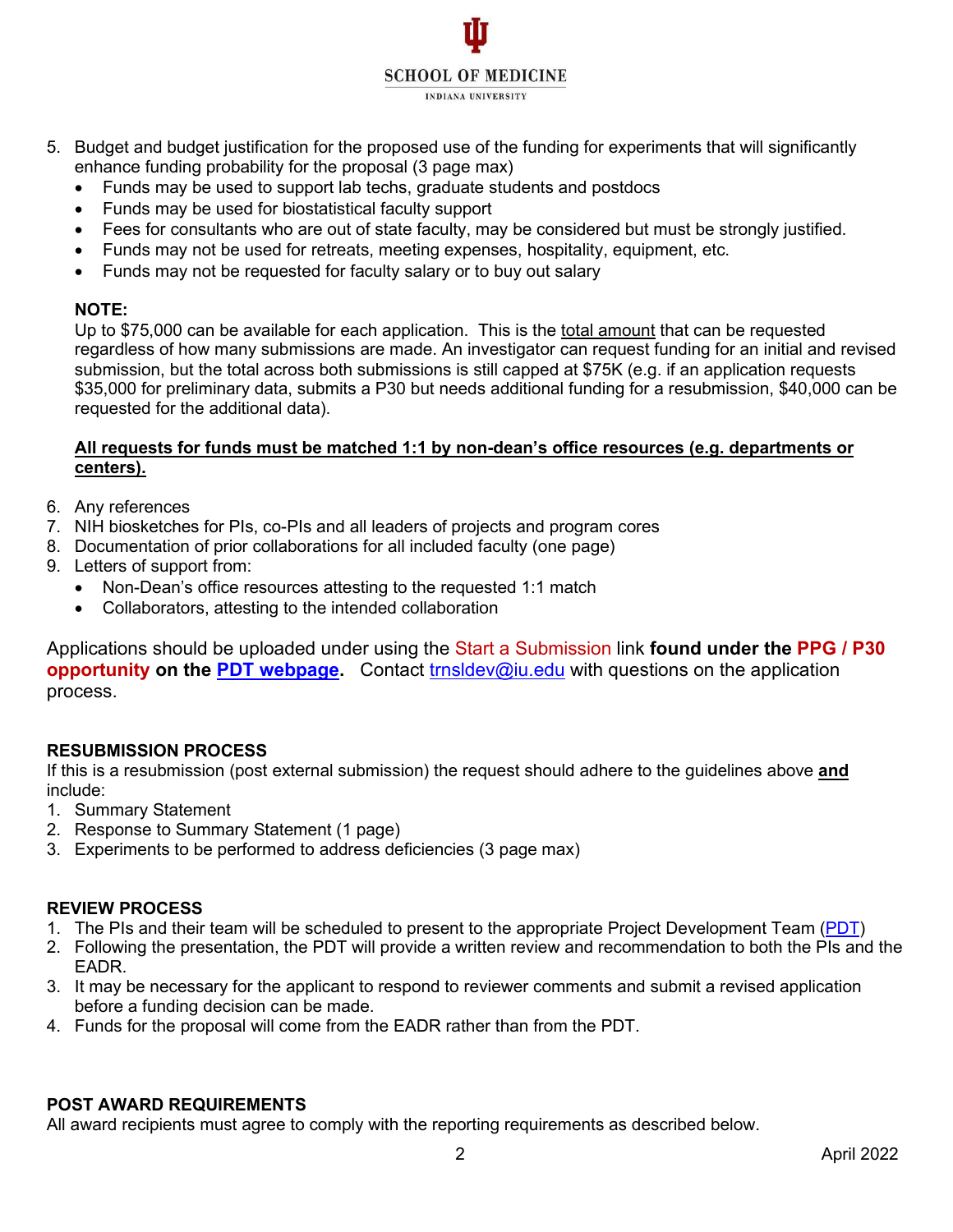5. Budget and budget justification for the proposed use of the funding for experiments that will significantly enhance funding probability for the proposal (3 page max)
   - Funds may be used to support lab techs, graduate students and postdocs
   - Funds may be used for biostatistical faculty support
   - Fees for consultants who are out of state faculty, may be considered but must be strongly justified.
   - Funds may not be used for retreats, meeting expenses, hospitality, equipment, etc.
   - Funds may not be requested for faculty salary or to buy out salary

   **NOTE:**
   Up to $75,000 can be available for each application. This is the total amount that can be requested regardless of how many submissions are made. An investigator can request funding for an initial and revised submission, but the total across both submissions is still capped at $75K (e.g. if an application requests $35,000 for preliminary data, submits a P30 but needs additional funding for a resubmission, $40,000 can be requested for the additional data).

   **All requests for funds must be matched 1:1 by non-dean's office resources (e.g. departments or centers).**

6. Any references
7. NIH biosketches for PIs, co-PIs and all leaders of projects and program cores
8. Documentation of prior collaborations for all included faculty (one page)
9. Letters of support from:
   - Non-Dean's office resources attesting to the requested 1:1 match
   - Collaborators, attesting to the intended collaboration

Applications should be uploaded under using the Start a Submission link **found under the PPG / P30 opportunity on the [PDT webpage](PDT webpage).** Contact trnsldev@iu.edu with questions on the application process.

## RESUBMISSION PROCESS

If this is a resubmission (post external submission) the request should adhere to the guidelines above **and** include:

1. Summary Statement
2. Response to Summary Statement (1 page)
3. Experiments to be performed to address deficiencies (3 page max)

## REVIEW PROCESS

1. The PIs and their team will be scheduled to present to the appropriate Project Development Team (PDT)
2. Following the presentation, the PDT will provide a written review and recommendation to both the PIs and the EADR.
3. It may be necessary for the applicant to respond to reviewer comments and submit a revised application before a funding decision can be made.
4. Funds for the proposal will come from the EADR rather than from the PDT.

## POST AWARD REQUIREMENTS

All award recipients must agree to comply with the reporting requirements as described below.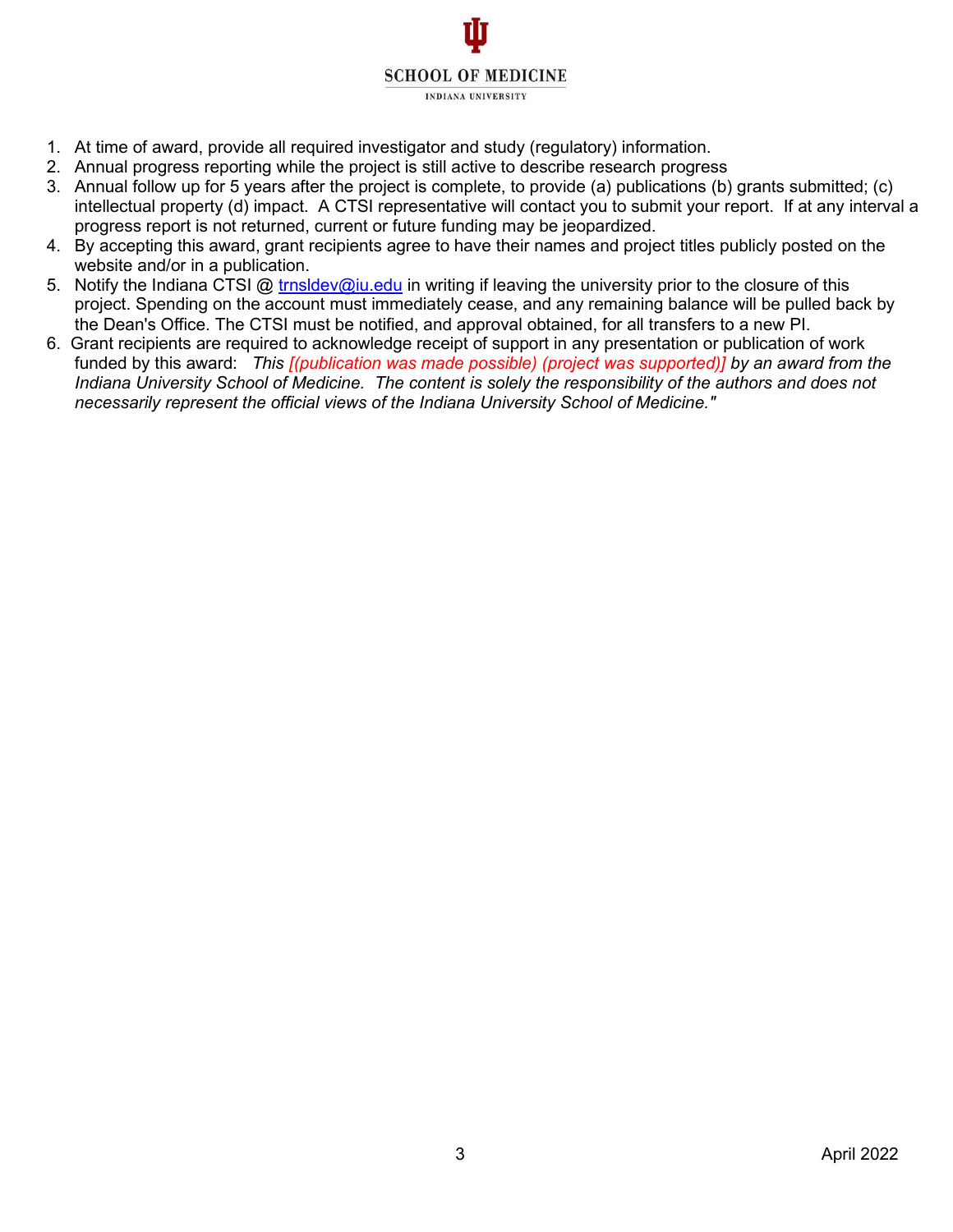**SCHOOL OF MEDICINE**

INDIANA UNIVERSITY

1. At time of award, provide all required investigator and study (regulatory) information.
2. Annual progress reporting while the project is still active to describe research progress
3. Annual follow up for 5 years after the project is complete, to provide (a) publications (b) grants submitted; (c) intellectual property (d) impact. A CTSI representative will contact you to submit your report. If at any interval a progress report is not returned, current or future funding may be jeopardized.
4. By accepting this award, grant recipients agree to have their names and project titles publicly posted on the website and/or in a publication.
5. Notify the Indiana CTSI @ trnsldev@iu.edu in writing if leaving the university prior to the closure of this project. Spending on the account must immediately cease, and any remaining balance will be pulled back by the Dean's Office. The CTSI must be notified, and approval obtained, for all transfers to a new PI.
6. Grant recipients are required to acknowledge receipt of support in any presentation or publication of work funded by this award: *This [(publication was made possible) (project was supported)] by an award from the Indiana University School of Medicine. The content is solely the responsibility of the authors and does not necessarily represent the official views of the Indiana University School of Medicine."*

April 2022